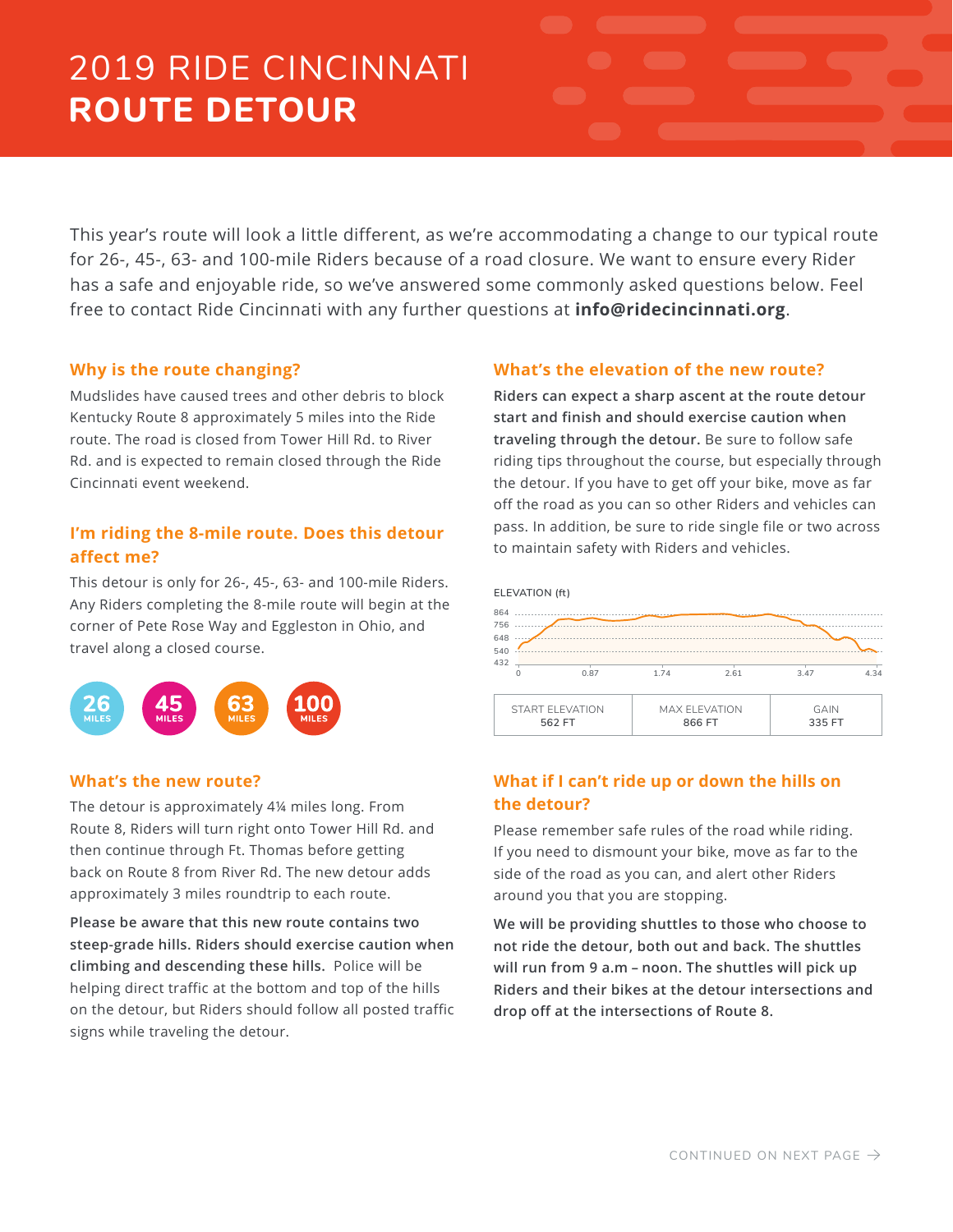# 2019 RIDE CINCINNATI
# ROUTE DETOUR

This year's route will look a little different, as we're accommodating a change to our typical route for 26-, 45-, 63- and 100-mile Riders because of a road closure. We want to ensure every Rider has a safe and enjoyable ride, so we've answered some commonly asked questions below. Feel free to contact Ride Cincinnati with any further questions at **info@ridecincinnati.org**.

### Why is the route changing?

Mudslides have caused trees and other debris to block Kentucky Route 8 approximately 5 miles into the Ride route. The road is closed from Tower Hill Rd. to River Rd. and is expected to remain closed through the Ride Cincinnati event weekend.

### I'm riding the 8-mile route. Does this detour affect me?

This detour is only for 26-, 45-, 63- and 100-mile Riders. Any Riders completing the 8-mile route will begin at the corner of Pete Rose Way and Eggleston in Ohio, and travel along a closed course.

26 MILES | 45 MILES | 63 MILES | 100 MILES

### What's the new route?

The detour is approximately 4¼ miles long. From Route 8, Riders will turn right onto Tower Hill Rd. and then continue through Ft. Thomas before getting back on Route 8 from River Rd. The new detour adds approximately 3 miles roundtrip to each route.

**Please be aware that this new route contains two steep-grade hills. Riders should exercise caution when climbing and descending these hills.** Police will be helping direct traffic at the bottom and top of the hills on the detour, but Riders should follow all posted traffic signs while traveling the detour.

### What's the elevation of the new route?

**Riders can expect a sharp ascent at the route detour start and finish and should exercise caution when traveling through the detour.** Be sure to follow safe riding tips throughout the course, but especially through the detour. If you have to get off your bike, move as far off the road as you can so other Riders and vehicles can pass. In addition, be sure to ride single file or two across to maintain safety with Riders and vehicles.

ELEVATION (ft)

| START ELEVATION | MAX ELEVATION | GAIN |
|---|---|---|
| 562 FT | 866 FT | 335 FT |

### What if I can't ride up or down the hills on the detour?

Please remember safe rules of the road while riding. If you need to dismount your bike, move as far to the side of the road as you can, and alert other Riders around you that you are stopping.

**We will be providing shuttles to those who choose to not ride the detour, both out and back. The shuttles will run from 9 a.m – noon. The shuttles will pick up Riders and their bikes at the detour intersections and drop off at the intersections of Route 8.**

CONTINUED ON NEXT PAGE →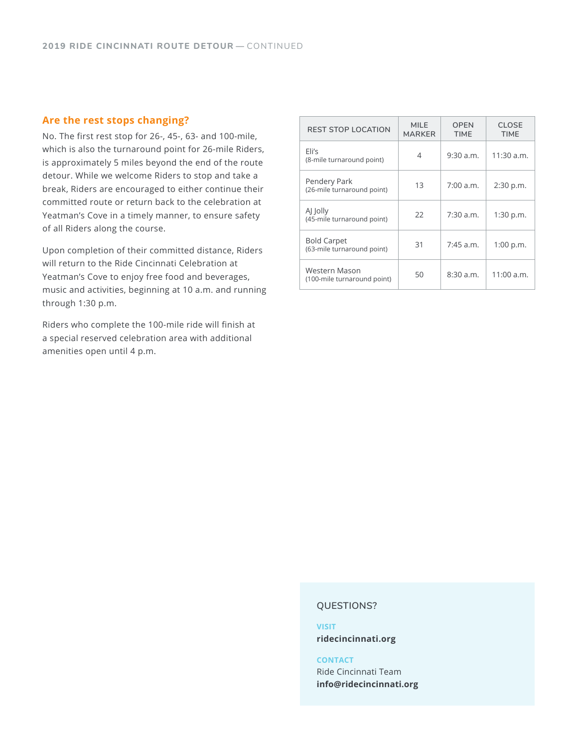## Are the rest stops changing?

No. The first rest stop for 26-, 45-, 63- and 100-mile, which is also the turnaround point for 26-mile Riders, is approximately 5 miles beyond the end of the route detour. While we welcome Riders to stop and take a break, Riders are encouraged to either continue their committed route or return back to the celebration at Yeatman's Cove in a timely manner, to ensure safety of all Riders along the course.

Upon completion of their committed distance, Riders will return to the Ride Cincinnati Celebration at Yeatman's Cove to enjoy free food and beverages, music and activities, beginning at 10 a.m. and running through 1:30 p.m.

Riders who complete the 100-mile ride will finish at a special reserved celebration area with additional amenities open until 4 p.m.

| REST STOP LOCATION | MILE MARKER | OPEN TIME | CLOSE TIME |
|---|---|---|---|
| Eli's (8-mile turnaround point) | 4 | 9:30 a.m. | 11:30 a.m. |
| Pendery Park (26-mile turnaround point) | 13 | 7:00 a.m. | 2:30 p.m. |
| AJ Jolly (45-mile turnaround point) | 22 | 7:30 a.m. | 1:30 p.m. |
| Bold Carpet (63-mile turnaround point) | 31 | 7:45 a.m. | 1:00 p.m. |
| Western Mason (100-mile turnaround point) | 50 | 8:30 a.m. | 11:00 a.m. |

QUESTIONS?

VISIT
**ridecincinnati.org**

CONTACT
Ride Cincinnati Team
**info@ridecincinnati.org**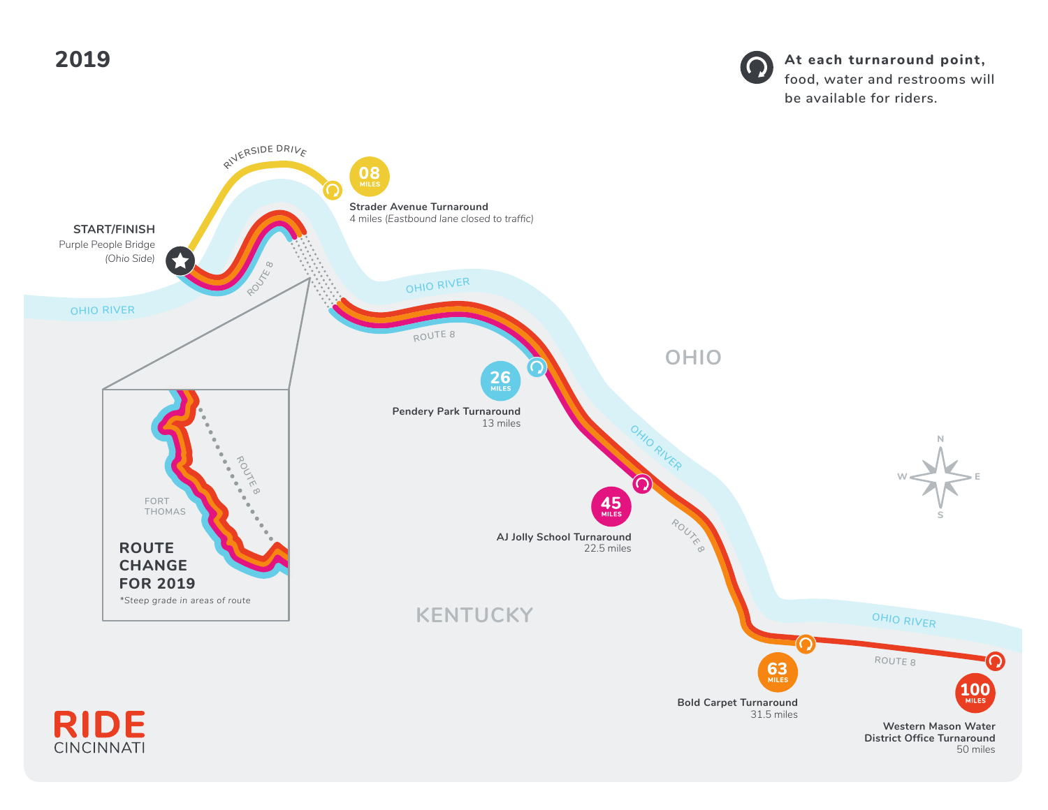# 2019

**At each turnaround point,** food, water and restrooms will be available for riders.

**START/FINISH**
Purple People Bridge
*(Ohio Side)*

RIVERSIDE DRIVE

**08** MILES
**Strader Avenue Turnaround**
4 miles (*Eastbound lane closed to traffic*)

OHIO RIVER

ROUTE 8

**26** MILES
**Pendery Park Turnaround**
13 miles

OHIO

**45** MILES
**AJ Jolly School Turnaround**
22.5 miles

**63** MILES
**Bold Carpet Turnaround**
31.5 miles

**100** MILES
**Western Mason Water District Office Turnaround**
50 miles

KENTUCKY

FORT THOMAS

**ROUTE CHANGE FOR 2019**
*Steep grade in areas of route

N
W E
S

**RIDE** CINCINNATI